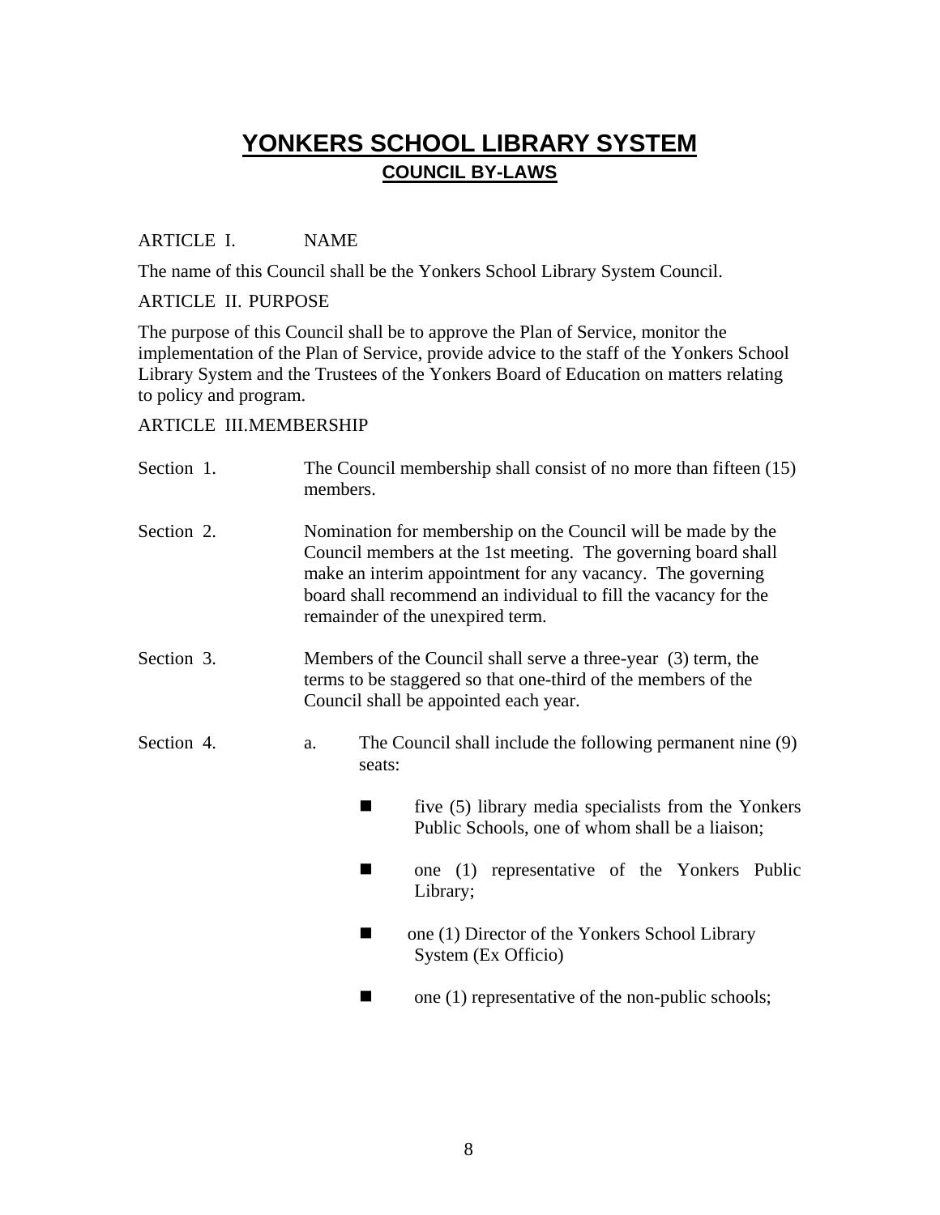# YONKERS SCHOOL LIBRARY SYSTEM

## COUNCIL BY-LAWS

ARTICLE I. NAME

The name of this Council shall be the Yonkers School Library System Council.

ARTICLE II. PURPOSE

The purpose of this Council shall be to approve the Plan of Service, monitor the implementation of the Plan of Service, provide advice to the staff of the Yonkers School Library System and the Trustees of the Yonkers Board of Education on matters relating to policy and program.

ARTICLE III.MEMBERSHIP

Section 1. The Council membership shall consist of no more than fifteen (15) members.

Section 2. Nomination for membership on the Council will be made by the Council members at the 1st meeting. The governing board shall make an interim appointment for any vacancy. The governing board shall recommend an individual to fill the vacancy for the remainder of the unexpired term.

Section 3. Members of the Council shall serve a three-year (3) term, the terms to be staggered so that one-third of the members of the Council shall be appointed each year.

Section 4. a. The Council shall include the following permanent nine (9) seats:

- five (5) library media specialists from the Yonkers Public Schools, one of whom shall be a liaison;
- one (1) representative of the Yonkers Public Library;
- one (1) Director of the Yonkers School Library System (Ex Officio)
- one (1) representative of the non-public schools;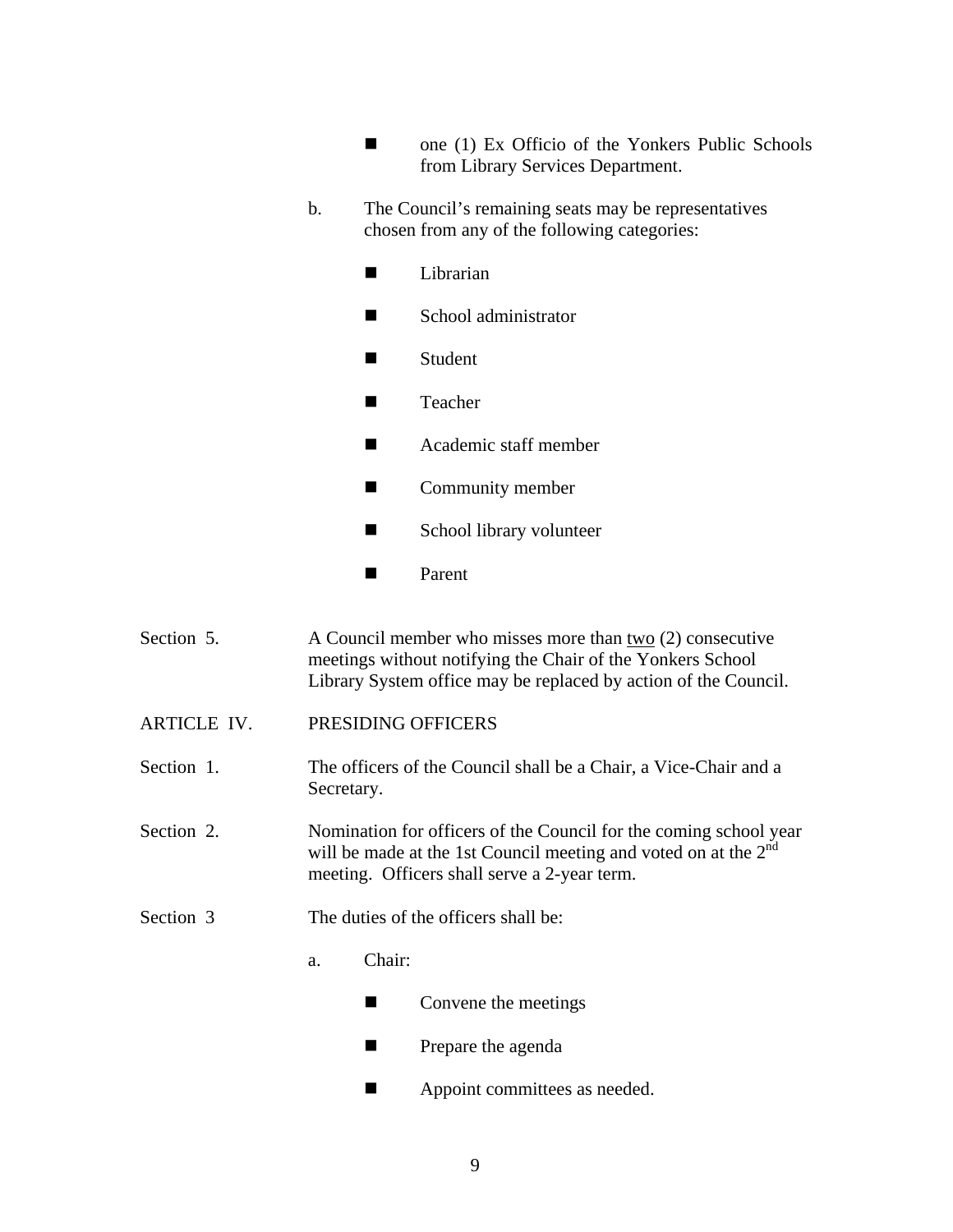- one (1) Ex Officio of the Yonkers Public Schools from Library Services Department.

b. The Council's remaining seats may be representatives chosen from any of the following categories:

- Librarian
- School administrator
- Student
- Teacher
- Academic staff member
- Community member
- School library volunteer
- Parent

Section 5. A Council member who misses more than <u>two</u> (2) consecutive meetings without notifying the Chair of the Yonkers School Library System office may be replaced by action of the Council.

## ARTICLE IV. PRESIDING OFFICERS

Section 1. The officers of the Council shall be a Chair, a Vice-Chair and a Secretary.

Section 2. Nomination for officers of the Council for the coming school year will be made at the 1st Council meeting and voted on at the 2nd meeting. Officers shall serve a 2-year term.

Section 3 The duties of the officers shall be:

a. Chair:

- Convene the meetings
- Prepare the agenda
- Appoint committees as needed.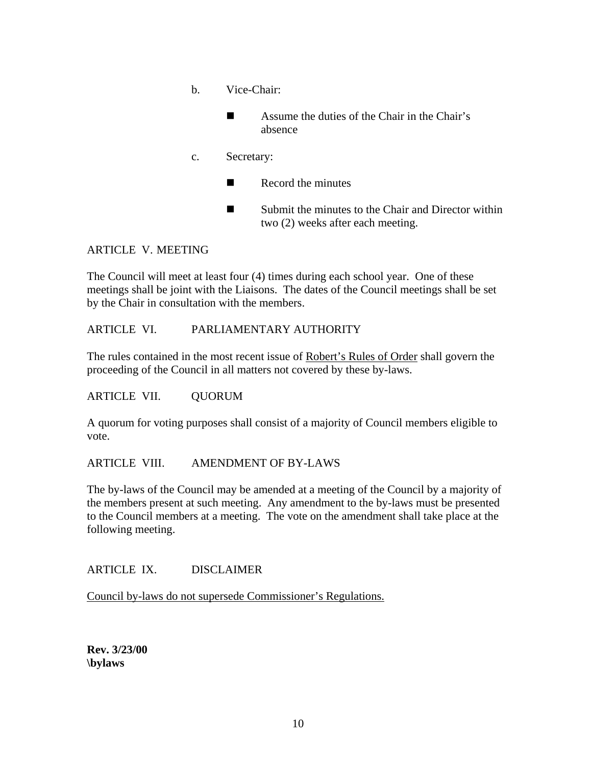b. Vice-Chair:

- Assume the duties of the Chair in the Chair's absence

c. Secretary:

- Record the minutes
- Submit the minutes to the Chair and Director within two (2) weeks after each meeting.

## ARTICLE V. MEETING

The Council will meet at least four (4) times during each school year. One of these meetings shall be joint with the Liaisons. The dates of the Council meetings shall be set by the Chair in consultation with the members.

## ARTICLE VI. PARLIAMENTARY AUTHORITY

The rules contained in the most recent issue of <u>Robert's Rules of Order</u> shall govern the proceeding of the Council in all matters not covered by these by-laws.

## ARTICLE VII. QUORUM

A quorum for voting purposes shall consist of a majority of Council members eligible to vote.

## ARTICLE VIII. AMENDMENT OF BY-LAWS

The by-laws of the Council may be amended at a meeting of the Council by a majority of the members present at such meeting. Any amendment to the by-laws must be presented to the Council members at a meeting. The vote on the amendment shall take place at the following meeting.

## ARTICLE IX. DISCLAIMER

<u>Council by-laws do not supersede Commissioner's Regulations.</u>

**Rev. 3/23/00**
**\bylaws**